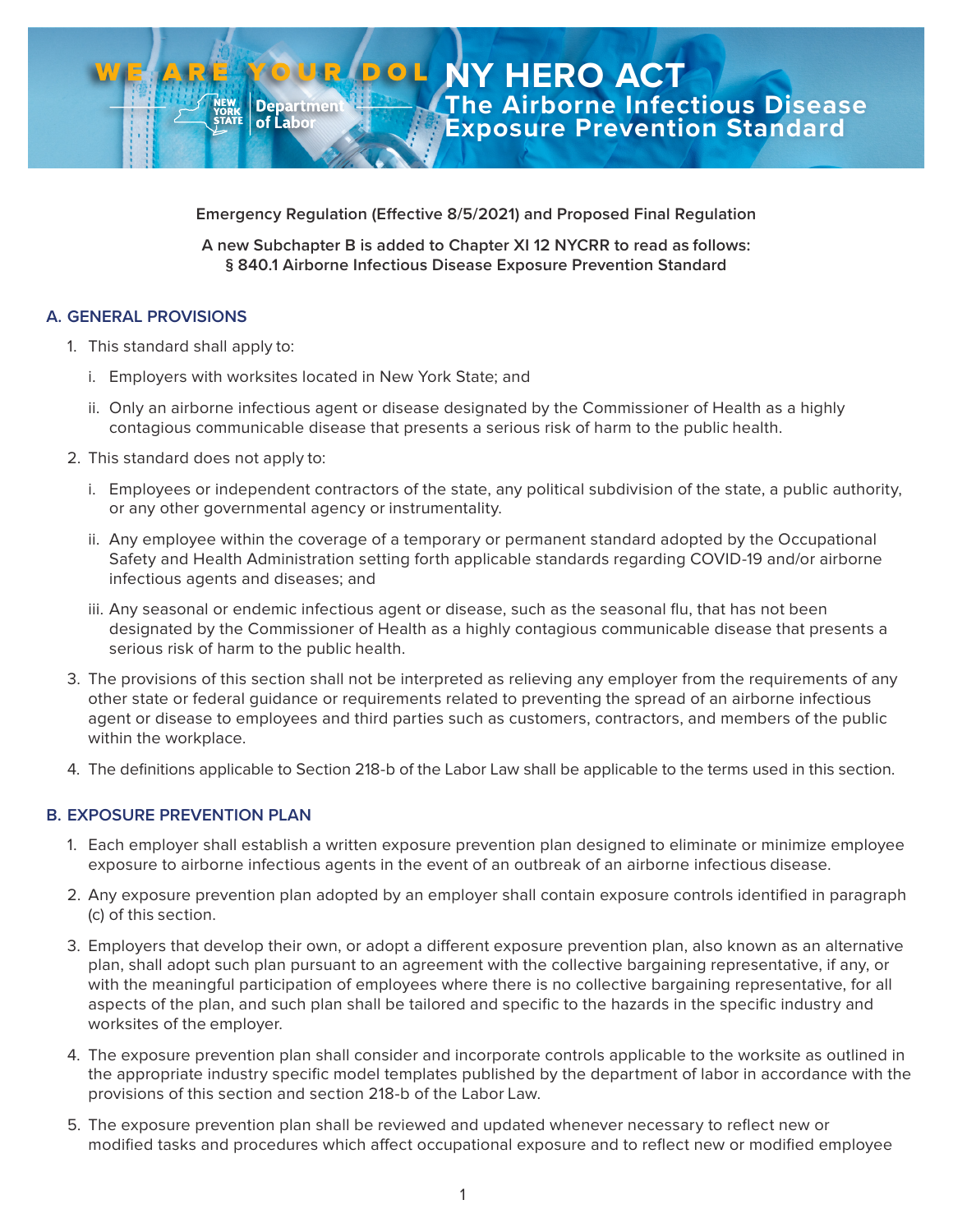# NY HERO ACT

## The Airborne Infectious Disease Exposure Prevention Standard

WE ARE YOUR DOL — New York State Department of Labor

**Emergency Regulation (Effective 8/5/2021) and Proposed Final Regulation**

**A new Subchapter B is added to Chapter XI 12 NYCRR to read as follows:**
**§ 840.1 Airborne Infectious Disease Exposure Prevention Standard**

### A. GENERAL PROVISIONS

1. This standard shall apply to:
   i. Employers with worksites located in New York State; and
   ii. Only an airborne infectious agent or disease designated by the Commissioner of Health as a highly contagious communicable disease that presents a serious risk of harm to the public health.
2. This standard does not apply to:
   i. Employees or independent contractors of the state, any political subdivision of the state, a public authority, or any other governmental agency or instrumentality.
   ii. Any employee within the coverage of a temporary or permanent standard adopted by the Occupational Safety and Health Administration setting forth applicable standards regarding COVID-19 and/or airborne infectious agents and diseases; and
   iii. Any seasonal or endemic infectious agent or disease, such as the seasonal flu, that has not been designated by the Commissioner of Health as a highly contagious communicable disease that presents a serious risk of harm to the public health.
3. The provisions of this section shall not be interpreted as relieving any employer from the requirements of any other state or federal guidance or requirements related to preventing the spread of an airborne infectious agent or disease to employees and third parties such as customers, contractors, and members of the public within the workplace.
4. The definitions applicable to Section 218-b of the Labor Law shall be applicable to the terms used in this section.

### B. EXPOSURE PREVENTION PLAN

1. Each employer shall establish a written exposure prevention plan designed to eliminate or minimize employee exposure to airborne infectious agents in the event of an outbreak of an airborne infectious disease.
2. Any exposure prevention plan adopted by an employer shall contain exposure controls identified in paragraph (c) of this section.
3. Employers that develop their own, or adopt a different exposure prevention plan, also known as an alternative plan, shall adopt such plan pursuant to an agreement with the collective bargaining representative, if any, or with the meaningful participation of employees where there is no collective bargaining representative, for all aspects of the plan, and such plan shall be tailored and specific to the hazards in the specific industry and worksites of the employer.
4. The exposure prevention plan shall consider and incorporate controls applicable to the worksite as outlined in the appropriate industry specific model templates published by the department of labor in accordance with the provisions of this section and section 218-b of the Labor Law.
5. The exposure prevention plan shall be reviewed and updated whenever necessary to reflect new or modified tasks and procedures which affect occupational exposure and to reflect new or modified employee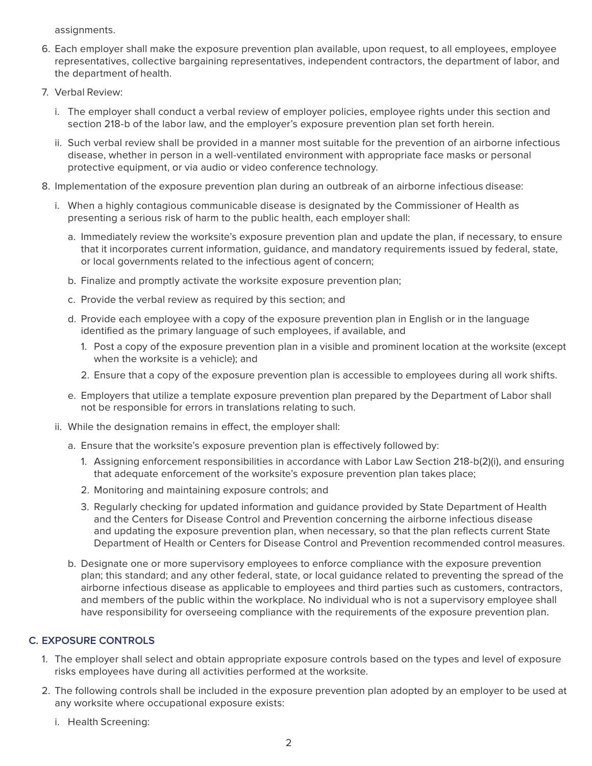assignments.

6. Each employer shall make the exposure prevention plan available, upon request, to all employees, employee representatives, collective bargaining representatives, independent contractors, the department of labor, and the department of health.
7. Verbal Review:
   i. The employer shall conduct a verbal review of employer policies, employee rights under this section and section 218-b of the labor law, and the employer's exposure prevention plan set forth herein.
   ii. Such verbal review shall be provided in a manner most suitable for the prevention of an airborne infectious disease, whether in person in a well-ventilated environment with appropriate face masks or personal protective equipment, or via audio or video conference technology.
8. Implementation of the exposure prevention plan during an outbreak of an airborne infectious disease:
   i. When a highly contagious communicable disease is designated by the Commissioner of Health as presenting a serious risk of harm to the public health, each employer shall:
      a. Immediately review the worksite's exposure prevention plan and update the plan, if necessary, to ensure that it incorporates current information, guidance, and mandatory requirements issued by federal, state, or local governments related to the infectious agent of concern;
      b. Finalize and promptly activate the worksite exposure prevention plan;
      c. Provide the verbal review as required by this section; and
      d. Provide each employee with a copy of the exposure prevention plan in English or in the language identified as the primary language of such employees, if available, and
         1. Post a copy of the exposure prevention plan in a visible and prominent location at the worksite (except when the worksite is a vehicle); and
         2. Ensure that a copy of the exposure prevention plan is accessible to employees during all work shifts.
      e. Employers that utilize a template exposure prevention plan prepared by the Department of Labor shall not be responsible for errors in translations relating to such.
   ii. While the designation remains in effect, the employer shall:
      a. Ensure that the worksite's exposure prevention plan is effectively followed by:
         1. Assigning enforcement responsibilities in accordance with Labor Law Section 218-b(2)(i), and ensuring that adequate enforcement of the worksite's exposure prevention plan takes place;
         2. Monitoring and maintaining exposure controls; and
         3. Regularly checking for updated information and guidance provided by State Department of Health and the Centers for Disease Control and Prevention concerning the airborne infectious disease and updating the exposure prevention plan, when necessary, so that the plan reflects current State Department of Health or Centers for Disease Control and Prevention recommended control measures.
      b. Designate one or more supervisory employees to enforce compliance with the exposure prevention plan; this standard; and any other federal, state, or local guidance related to preventing the spread of the airborne infectious disease as applicable to employees and third parties such as customers, contractors, and members of the public within the workplace. No individual who is not a supervisory employee shall have responsibility for overseeing compliance with the requirements of the exposure prevention plan.

## C. EXPOSURE CONTROLS

1. The employer shall select and obtain appropriate exposure controls based on the types and level of exposure risks employees have during all activities performed at the worksite.
2. The following controls shall be included in the exposure prevention plan adopted by an employer to be used at any worksite where occupational exposure exists:
   i. Health Screening: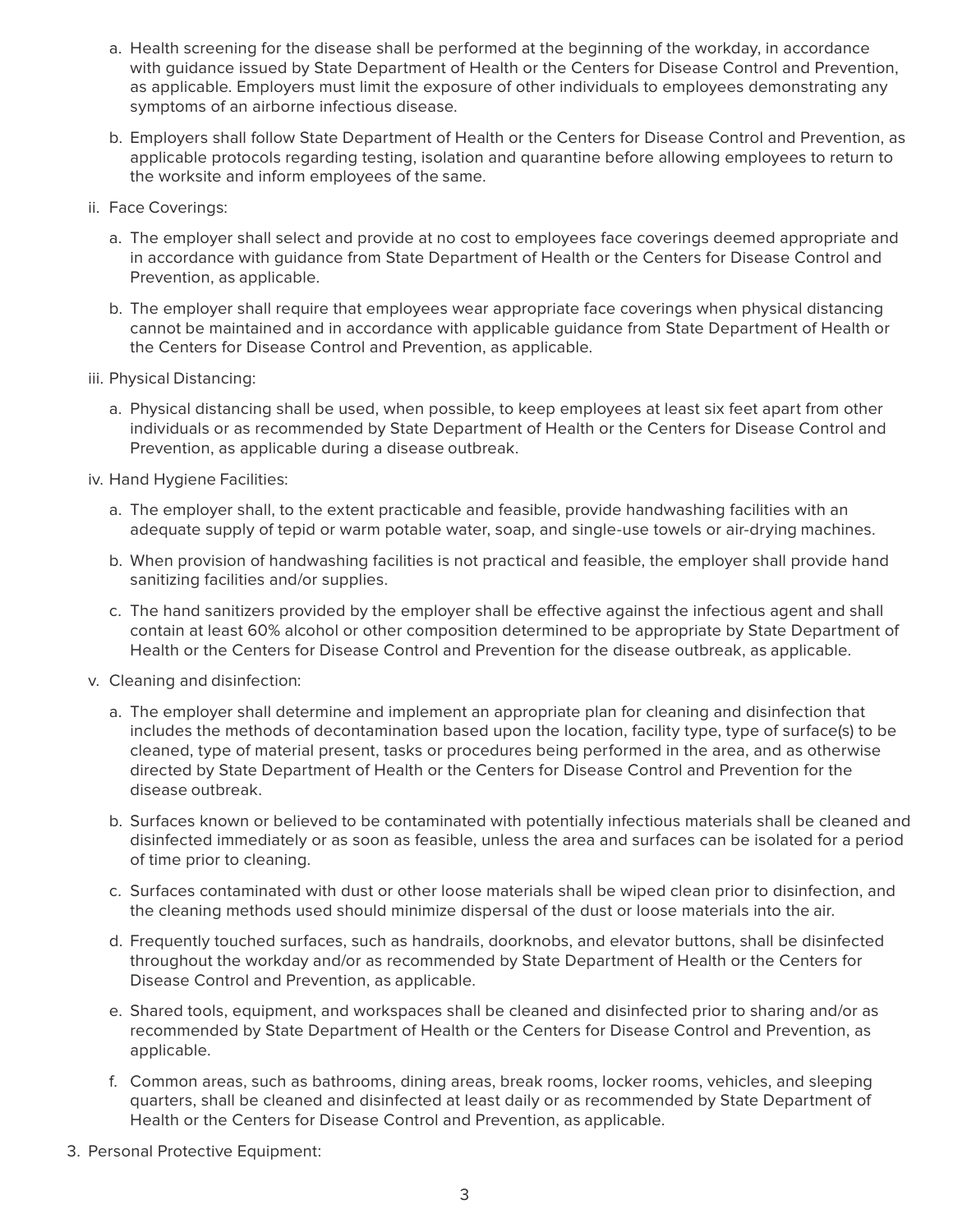a. Health screening for the disease shall be performed at the beginning of the workday, in accordance with guidance issued by State Department of Health or the Centers for Disease Control and Prevention, as applicable. Employers must limit the exposure of other individuals to employees demonstrating any symptoms of an airborne infectious disease.

   b. Employers shall follow State Department of Health or the Centers for Disease Control and Prevention, as applicable protocols regarding testing, isolation and quarantine before allowing employees to return to the worksite and inform employees of the same.

ii. Face Coverings:

   a. The employer shall select and provide at no cost to employees face coverings deemed appropriate and in accordance with guidance from State Department of Health or the Centers for Disease Control and Prevention, as applicable.

   b. The employer shall require that employees wear appropriate face coverings when physical distancing cannot be maintained and in accordance with applicable guidance from State Department of Health or the Centers for Disease Control and Prevention, as applicable.

iii. Physical Distancing:

   a. Physical distancing shall be used, when possible, to keep employees at least six feet apart from other individuals or as recommended by State Department of Health or the Centers for Disease Control and Prevention, as applicable during a disease outbreak.

iv. Hand Hygiene Facilities:

   a. The employer shall, to the extent practicable and feasible, provide handwashing facilities with an adequate supply of tepid or warm potable water, soap, and single-use towels or air-drying machines.

   b. When provision of handwashing facilities is not practical and feasible, the employer shall provide hand sanitizing facilities and/or supplies.

   c. The hand sanitizers provided by the employer shall be effective against the infectious agent and shall contain at least 60% alcohol or other composition determined to be appropriate by State Department of Health or the Centers for Disease Control and Prevention for the disease outbreak, as applicable.

v. Cleaning and disinfection:

   a. The employer shall determine and implement an appropriate plan for cleaning and disinfection that includes the methods of decontamination based upon the location, facility type, type of surface(s) to be cleaned, type of material present, tasks or procedures being performed in the area, and as otherwise directed by State Department of Health or the Centers for Disease Control and Prevention for the disease outbreak.

   b. Surfaces known or believed to be contaminated with potentially infectious materials shall be cleaned and disinfected immediately or as soon as feasible, unless the area and surfaces can be isolated for a period of time prior to cleaning.

   c. Surfaces contaminated with dust or other loose materials shall be wiped clean prior to disinfection, and the cleaning methods used should minimize dispersal of the dust or loose materials into the air.

   d. Frequently touched surfaces, such as handrails, doorknobs, and elevator buttons, shall be disinfected throughout the workday and/or as recommended by State Department of Health or the Centers for Disease Control and Prevention, as applicable.

   e. Shared tools, equipment, and workspaces shall be cleaned and disinfected prior to sharing and/or as recommended by State Department of Health or the Centers for Disease Control and Prevention, as applicable.

   f. Common areas, such as bathrooms, dining areas, break rooms, locker rooms, vehicles, and sleeping quarters, shall be cleaned and disinfected at least daily or as recommended by State Department of Health or the Centers for Disease Control and Prevention, as applicable.

3. Personal Protective Equipment: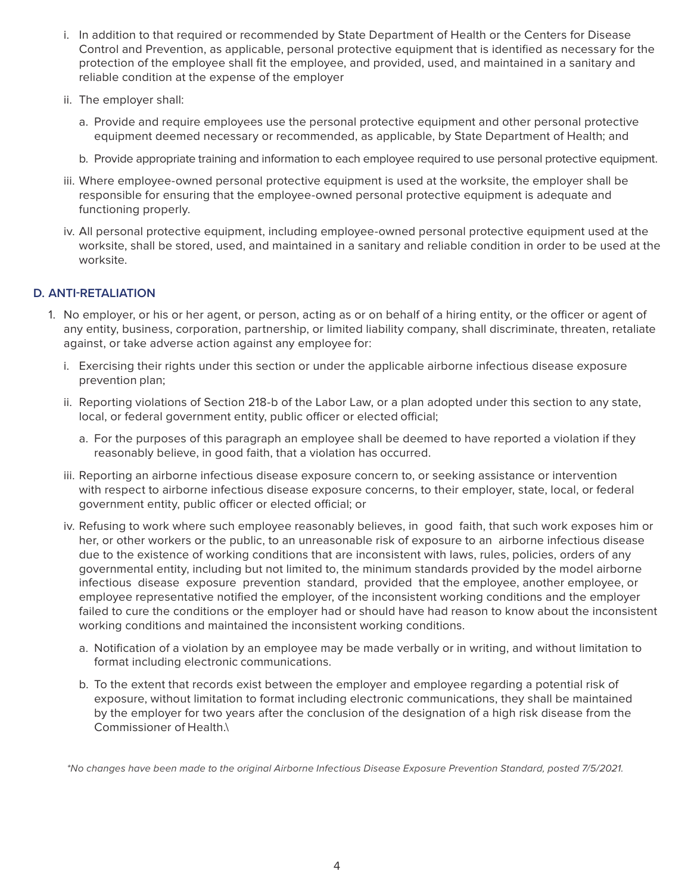i. In addition to that required or recommended by State Department of Health or the Centers for Disease Control and Prevention, as applicable, personal protective equipment that is identified as necessary for the protection of the employee shall fit the employee, and provided, used, and maintained in a sanitary and reliable condition at the expense of the employer

ii. The employer shall:

   a. Provide and require employees use the personal protective equipment and other personal protective equipment deemed necessary or recommended, as applicable, by State Department of Health; and

   b. Provide appropriate training and information to each employee required to use personal protective equipment.

iii. Where employee-owned personal protective equipment is used at the worksite, the employer shall be responsible for ensuring that the employee-owned personal protective equipment is adequate and functioning properly.

iv. All personal protective equipment, including employee-owned personal protective equipment used at the worksite, shall be stored, used, and maintained in a sanitary and reliable condition in order to be used at the worksite.

### D. ANTI-RETALIATION

1. No employer, or his or her agent, or person, acting as or on behalf of a hiring entity, or the officer or agent of any entity, business, corporation, partnership, or limited liability company, shall discriminate, threaten, retaliate against, or take adverse action against any employee for:

   i. Exercising their rights under this section or under the applicable airborne infectious disease exposure prevention plan;

   ii. Reporting violations of Section 218-b of the Labor Law, or a plan adopted under this section to any state, local, or federal government entity, public officer or elected official;

      a. For the purposes of this paragraph an employee shall be deemed to have reported a violation if they reasonably believe, in good faith, that a violation has occurred.

   iii. Reporting an airborne infectious disease exposure concern to, or seeking assistance or intervention with respect to airborne infectious disease exposure concerns, to their employer, state, local, or federal government entity, public officer or elected official; or

   iv. Refusing to work where such employee reasonably believes, in good faith, that such work exposes him or her, or other workers or the public, to an unreasonable risk of exposure to an airborne infectious disease due to the existence of working conditions that are inconsistent with laws, rules, policies, orders of any governmental entity, including but not limited to, the minimum standards provided by the model airborne infectious disease exposure prevention standard, provided that the employee, another employee, or employee representative notified the employer, of the inconsistent working conditions and the employer failed to cure the conditions or the employer had or should have had reason to know about the inconsistent working conditions and maintained the inconsistent working conditions.

      a. Notification of a violation by an employee may be made verbally or in writing, and without limitation to format including electronic communications.

      b. To the extent that records exist between the employer and employee regarding a potential risk of exposure, without limitation to format including electronic communications, they shall be maintained by the employer for two years after the conclusion of the designation of a high risk disease from the Commissioner of Health.\

*\*No changes have been made to the original Airborne Infectious Disease Exposure Prevention Standard, posted 7/5/2021.*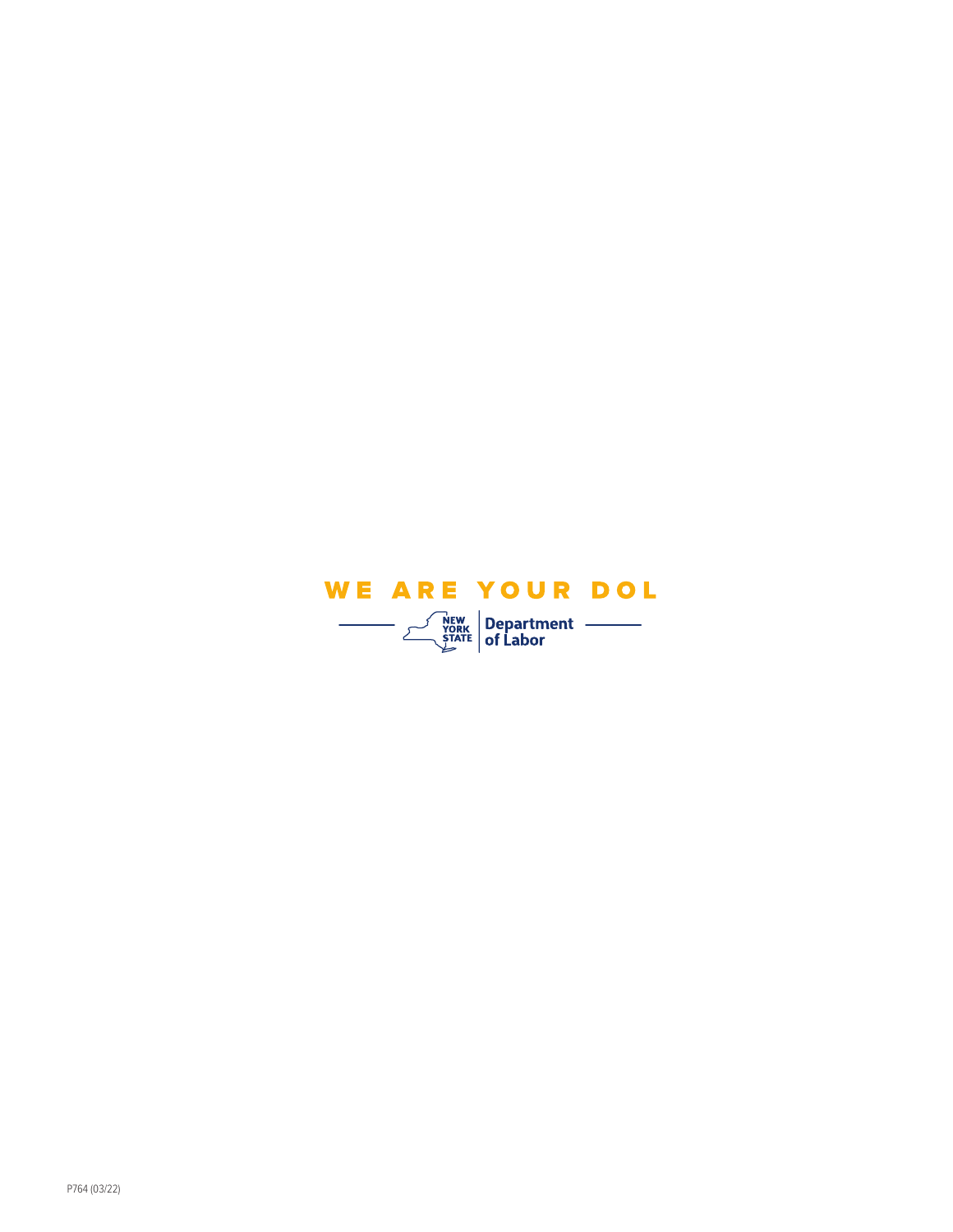WE ARE YOUR DOL

NEW YORK STATE | Department of Labor

P764 (03/22)